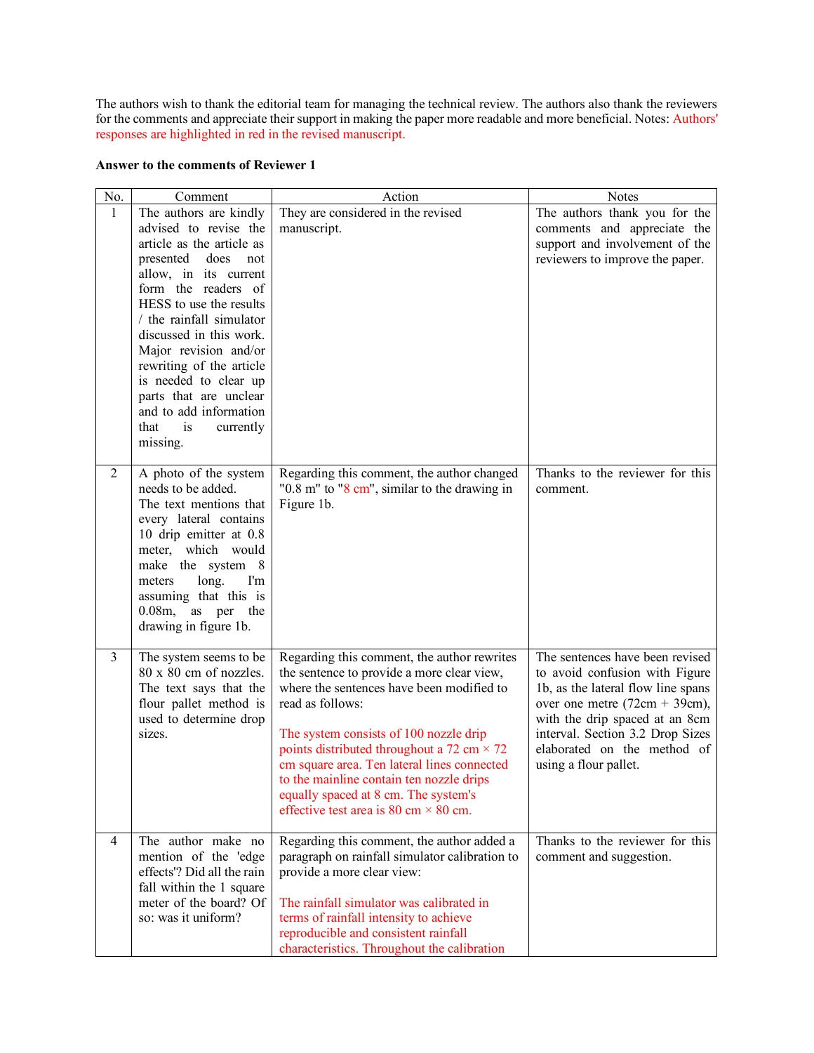The authors wish to thank the editorial team for managing the technical review. The authors also thank the reviewers for the comments and appreciate their support in making the paper more readable and more beneficial. Notes: Authors' responses are highlighted in red in the revised manuscript.

**Answer to the comments of Reviewer 1**

| No. | Comment | Action | Notes |
|---|---|---|---|
| 1 | The authors are kindly advised to revise the article as the article as presented does not allow, in its current form the readers of HESS to use the results / the rainfall simulator discussed in this work. Major revision and/or rewriting of the article is needed to clear up parts that are unclear and to add information that is currently missing. | They are considered in the revised manuscript. | The authors thank you for the comments and appreciate the support and involvement of the reviewers to improve the paper. |
| 2 | A photo of the system needs to be added. The text mentions that every lateral contains 10 drip emitter at 0.8 meter, which would make the system 8 meters long. I'm assuming that this is 0.08m, as per the drawing in figure 1b. | Regarding this comment, the author changed "0.8 m" to "8 cm", similar to the drawing in Figure 1b. | Thanks to the reviewer for this comment. |
| 3 | The system seems to be 80 x 80 cm of nozzles. The text says that the flour pallet method is used to determine drop sizes. | Regarding this comment, the author rewrites the sentence to provide a more clear view, where the sentences have been modified to read as follows:<br><br>The system consists of 100 nozzle drip points distributed throughout a 72 cm × 72 cm square area. Ten lateral lines connected to the mainline contain ten nozzle drips equally spaced at 8 cm. The system's effective test area is 80 cm × 80 cm. | The sentences have been revised to avoid confusion with Figure 1b, as the lateral flow line spans over one metre (72cm + 39cm), with the drip spaced at an 8cm interval. Section 3.2 Drop Sizes elaborated on the method of using a flour pallet. |
| 4 | The author make no mention of the 'edge effects'? Did all the rain fall within the 1 square meter of the board? Of so: was it uniform? | Regarding this comment, the author added a paragraph on rainfall simulator calibration to provide a more clear view:<br><br>The rainfall simulator was calibrated in terms of rainfall intensity to achieve reproducible and consistent rainfall characteristics. Throughout the calibration | Thanks to the reviewer for this comment and suggestion. |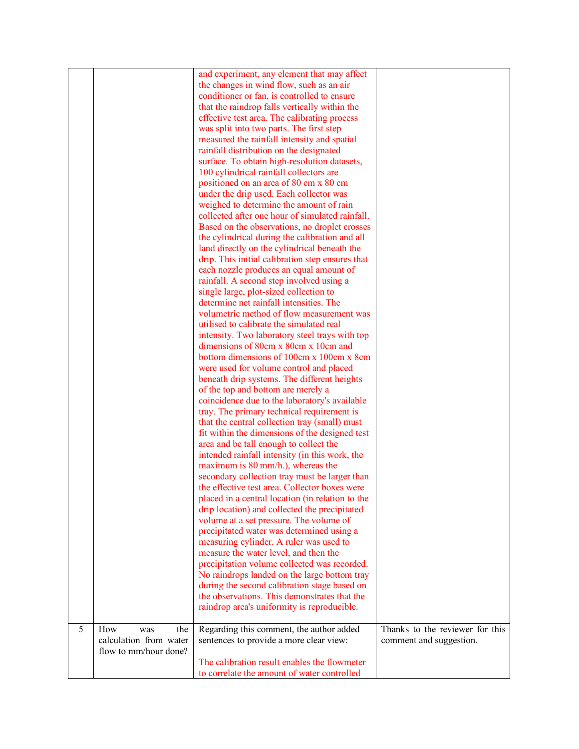|  |  |  |  |
|---|---|---|---|
|  |  | and experiment, any element that may affect the changes in wind flow, such as an air conditioner or fan, is controlled to ensure that the raindrop falls vertically within the effective test area. The calibrating process was split into two parts. The first step measured the rainfall intensity and spatial rainfall distribution on the designated surface. To obtain high-resolution datasets, 100 cylindrical rainfall collectors are positioned on an area of 80 cm x 80 cm under the drip used. Each collector was weighed to determine the amount of rain collected after one hour of simulated rainfall. Based on the observations, no droplet crosses the cylindrical during the calibration and all land directly on the cylindrical beneath the drip. This initial calibration step ensures that each nozzle produces an equal amount of rainfall. A second step involved using a single large, plot-sized collection to determine net rainfall intensities. The volumetric method of flow measurement was utilised to calibrate the simulated real intensity. Two laboratory steel trays with top dimensions of 80cm x 80cm x 10cm and bottom dimensions of 100cm x 100cm x 8cm were used for volume control and placed beneath drip systems. The different heights of the top and bottom are merely a coincidence due to the laboratory's available tray. The primary technical requirement is that the central collection tray (small) must fit within the dimensions of the designed test area and be tall enough to collect the intended rainfall intensity (in this work, the maximum is 80 mm/h.), whereas the secondary collection tray must be larger than the effective test area. Collector boxes were placed in a central location (in relation to the drip location) and collected the precipitated volume at a set pressure. The volume of precipitated water was determined using a measuring cylinder. A ruler was used to measure the water level, and then the precipitation volume collected was recorded. No raindrops landed on the large bottom tray during the second calibration stage based on the observations. This demonstrates that the raindrop area's uniformity is reproducible. |  |
| 5 | How was the calculation from water flow to mm/hour done? | Regarding this comment, the author added sentences to provide a more clear view:<br><br>The calibration result enables the flowmeter to correlate the amount of water controlled | Thanks to the reviewer for this comment and suggestion. |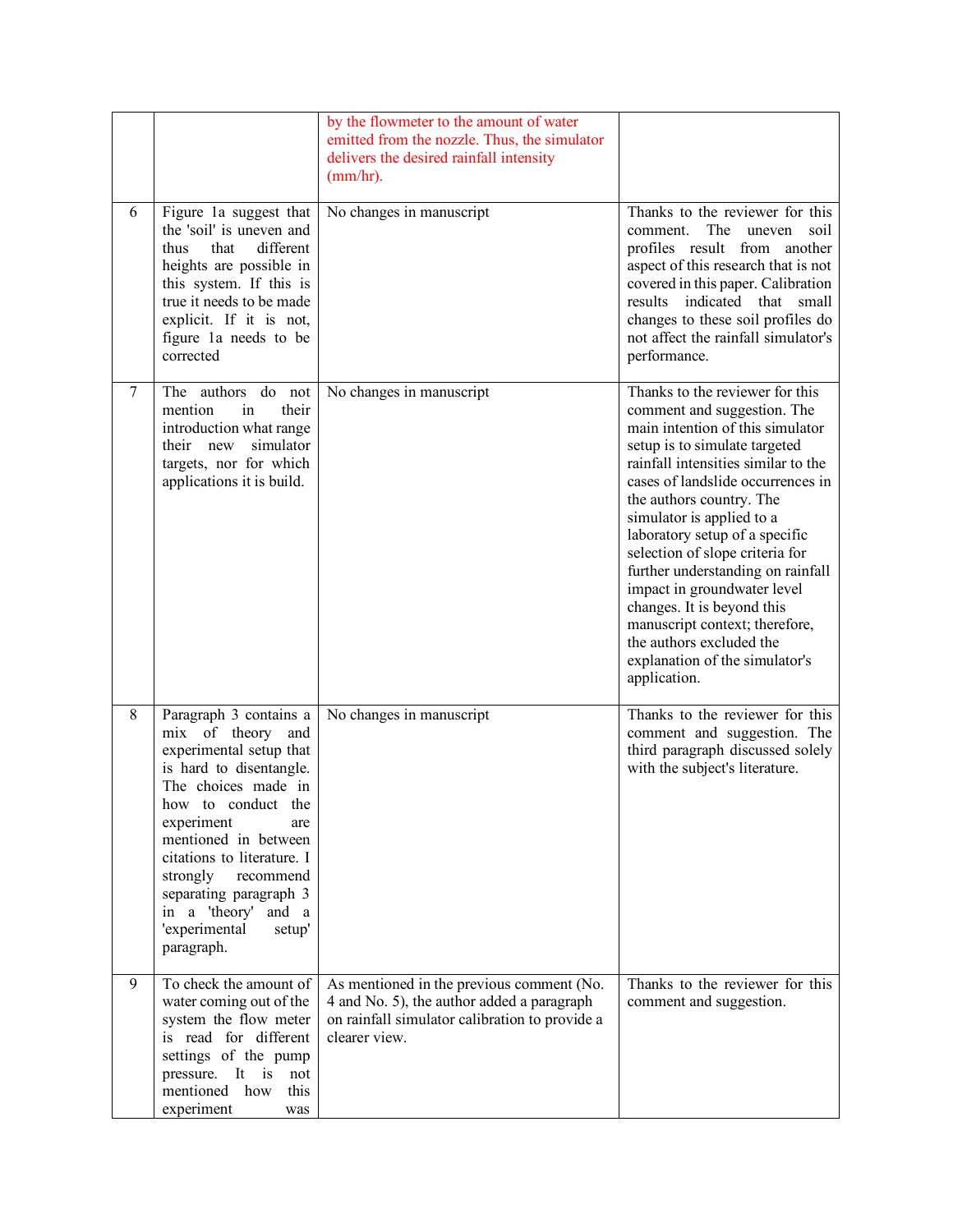|  |  |  |  |
|---|---|---|---|
|  |  | by the flowmeter to the amount of water emitted from the nozzle. Thus, the simulator delivers the desired rainfall intensity (mm/hr). |  |
| 6 | Figure 1a suggest that the 'soil' is uneven and thus that different heights are possible in this system. If this is true it needs to be made explicit. If it is not, figure 1a needs to be corrected | No changes in manuscript | Thanks to the reviewer for this comment. The uneven soil profiles result from another aspect of this research that is not covered in this paper. Calibration results indicated that small changes to these soil profiles do not affect the rainfall simulator's performance. |
| 7 | The authors do not mention in their introduction what range their new simulator targets, nor for which applications it is build. | No changes in manuscript | Thanks to the reviewer for this comment and suggestion. The main intention of this simulator setup is to simulate targeted rainfall intensities similar to the cases of landslide occurrences in the authors country. The simulator is applied to a laboratory setup of a specific selection of slope criteria for further understanding on rainfall impact in groundwater level changes. It is beyond this manuscript context; therefore, the authors excluded the explanation of the simulator's application. |
| 8 | Paragraph 3 contains a mix of theory and experimental setup that is hard to disentangle. The choices made in how to conduct the experiment are mentioned in between citations to literature. I strongly recommend separating paragraph 3 in a 'theory' and a 'experimental setup' paragraph. | No changes in manuscript | Thanks to the reviewer for this comment and suggestion. The third paragraph discussed solely with the subject's literature. |
| 9 | To check the amount of water coming out of the system the flow meter is read for different settings of the pump pressure. It is not mentioned how this experiment was | As mentioned in the previous comment (No. 4 and No. 5), the author added a paragraph on rainfall simulator calibration to provide a clearer view. | Thanks to the reviewer for this comment and suggestion. |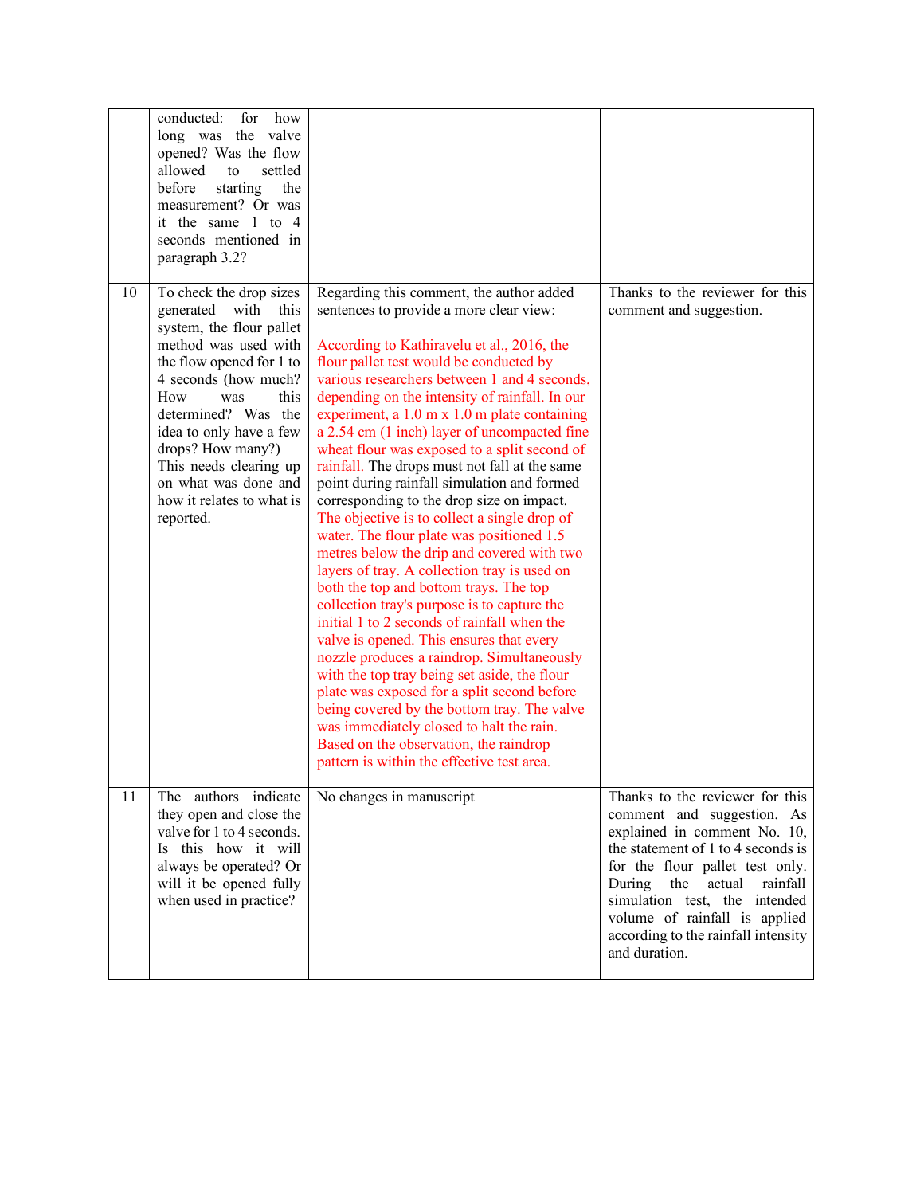| | | | |
|---|---|---|---|
| | conducted: for how long was the valve opened? Was the flow allowed to settled before starting the measurement? Or was it the same 1 to 4 seconds mentioned in paragraph 3.2? | | |
| 10 | To check the drop sizes generated with this system, the flour pallet method was used with the flow opened for 1 to 4 seconds (how much? How was this determined? Was the idea to only have a few drops? How many?) This needs clearing up on what was done and how it relates to what is reported. | Regarding this comment, the author added sentences to provide a more clear view:<br><br>According to Kathiravelu et al., 2016, the flour pallet test would be conducted by various researchers between 1 and 4 seconds, depending on the intensity of rainfall. In our experiment, a 1.0 m x 1.0 m plate containing a 2.54 cm (1 inch) layer of uncompacted fine wheat flour was exposed to a split second of rainfall. The drops must not fall at the same point during rainfall simulation and formed corresponding to the drop size on impact. The objective is to collect a single drop of water. The flour plate was positioned 1.5 metres below the drip and covered with two layers of tray. A collection tray is used on both the top and bottom trays. The top collection tray's purpose is to capture the initial 1 to 2 seconds of rainfall when the valve is opened. This ensures that every nozzle produces a raindrop. Simultaneously with the top tray being set aside, the flour plate was exposed for a split second before being covered by the bottom tray. The valve was immediately closed to halt the rain. Based on the observation, the raindrop pattern is within the effective test area. | Thanks to the reviewer for this comment and suggestion. |
| 11 | The authors indicate they open and close the valve for 1 to 4 seconds. Is this how it will always be operated? Or will it be opened fully when used in practice? | No changes in manuscript | Thanks to the reviewer for this comment and suggestion. As explained in comment No. 10, the statement of 1 to 4 seconds is for the flour pallet test only. During the actual rainfall simulation test, the intended volume of rainfall is applied according to the rainfall intensity and duration. |